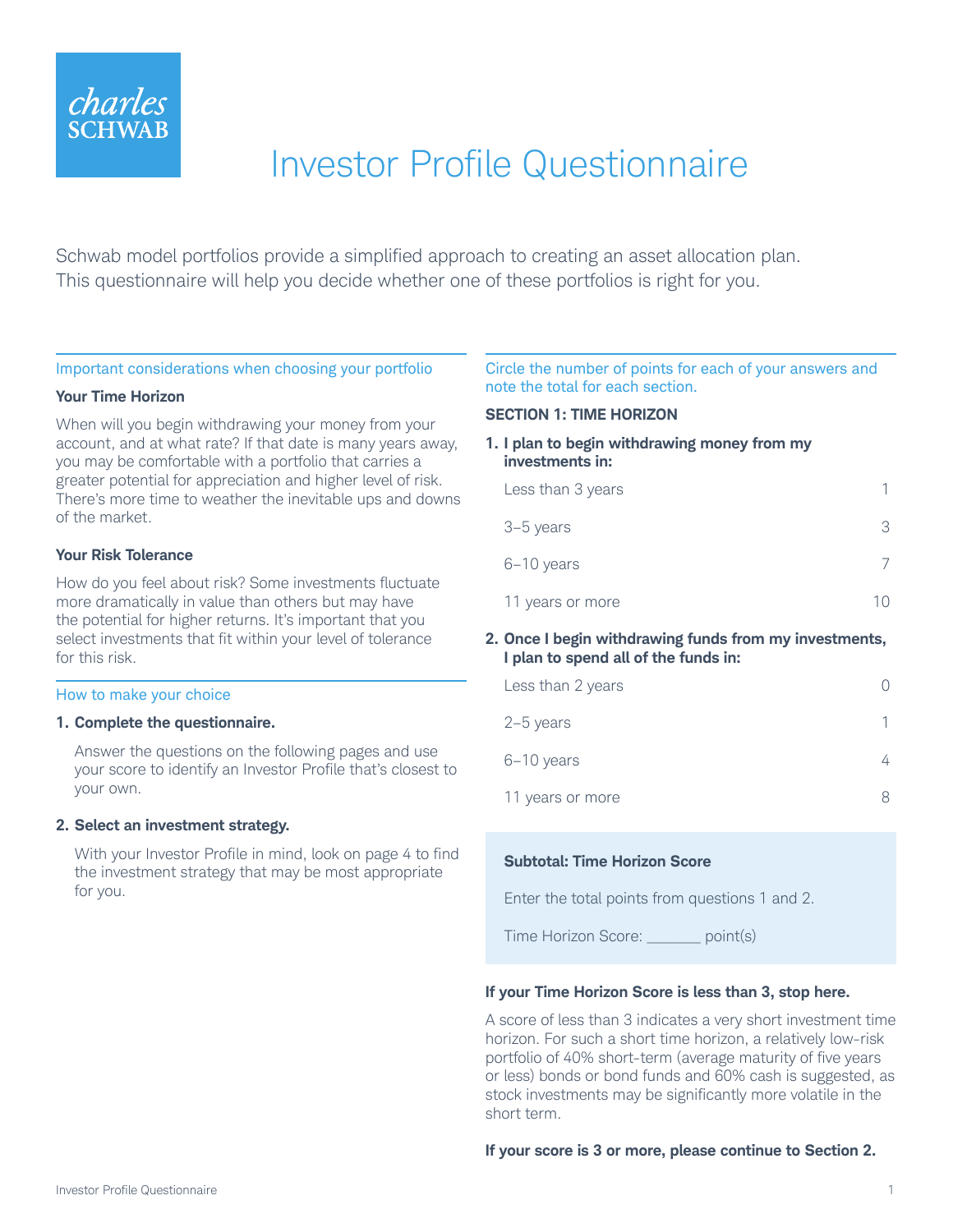charles SCHWAB

# Investor Profile Questionnaire

Schwab model portfolios provide a simplified approach to creating an asset allocation plan. This questionnaire will help you decide whether one of these portfolios is right for you.

## Important considerations when choosing your portfolio

**Your Time Horizon**

When will you begin withdrawing your money from your account, and at what rate? If that date is many years away, you may be comfortable with a portfolio that carries a greater potential for appreciation and higher level of risk. There's more time to weather the inevitable ups and downs of the market.

**Your Risk Tolerance**

How do you feel about risk? Some investments fluctuate more dramatically in value than others but may have the potential for higher returns. It's important that you select investments that fit within your level of tolerance for this risk.

## How to make your choice

1. **Complete the questionnaire.**

   Answer the questions on the following pages and use your score to identify an Investor Profile that's closest to your own.

2. **Select an investment strategy.**

   With your Investor Profile in mind, look on page 4 to find the investment strategy that may be most appropriate for you.

Circle the number of points for each of your answers and note the total for each section.

### SECTION 1: TIME HORIZON

**1. I plan to begin withdrawing money from my investments in:**

| Answer | Points |
|---|---|
| Less than 3 years | 1 |
| 3–5 years | 3 |
| 6–10 years | 7 |
| 11 years or more | 10 |

**2. Once I begin withdrawing funds from my investments, I plan to spend all of the funds in:**

| Answer | Points |
|---|---|
| Less than 2 years | 0 |
| 2–5 years | 1 |
| 6–10 years | 4 |
| 11 years or more | 8 |

**Subtotal: Time Horizon Score**

Enter the total points from questions 1 and 2.

Time Horizon Score: _______ point(s)

**If your Time Horizon Score is less than 3, stop here.**

A score of less than 3 indicates a very short investment time horizon. For such a short time horizon, a relatively low-risk portfolio of 40% short-term (average maturity of five years or less) bonds or bond funds and 60% cash is suggested, as stock investments may be significantly more volatile in the short term.

**If your score is 3 or more, please continue to Section 2.**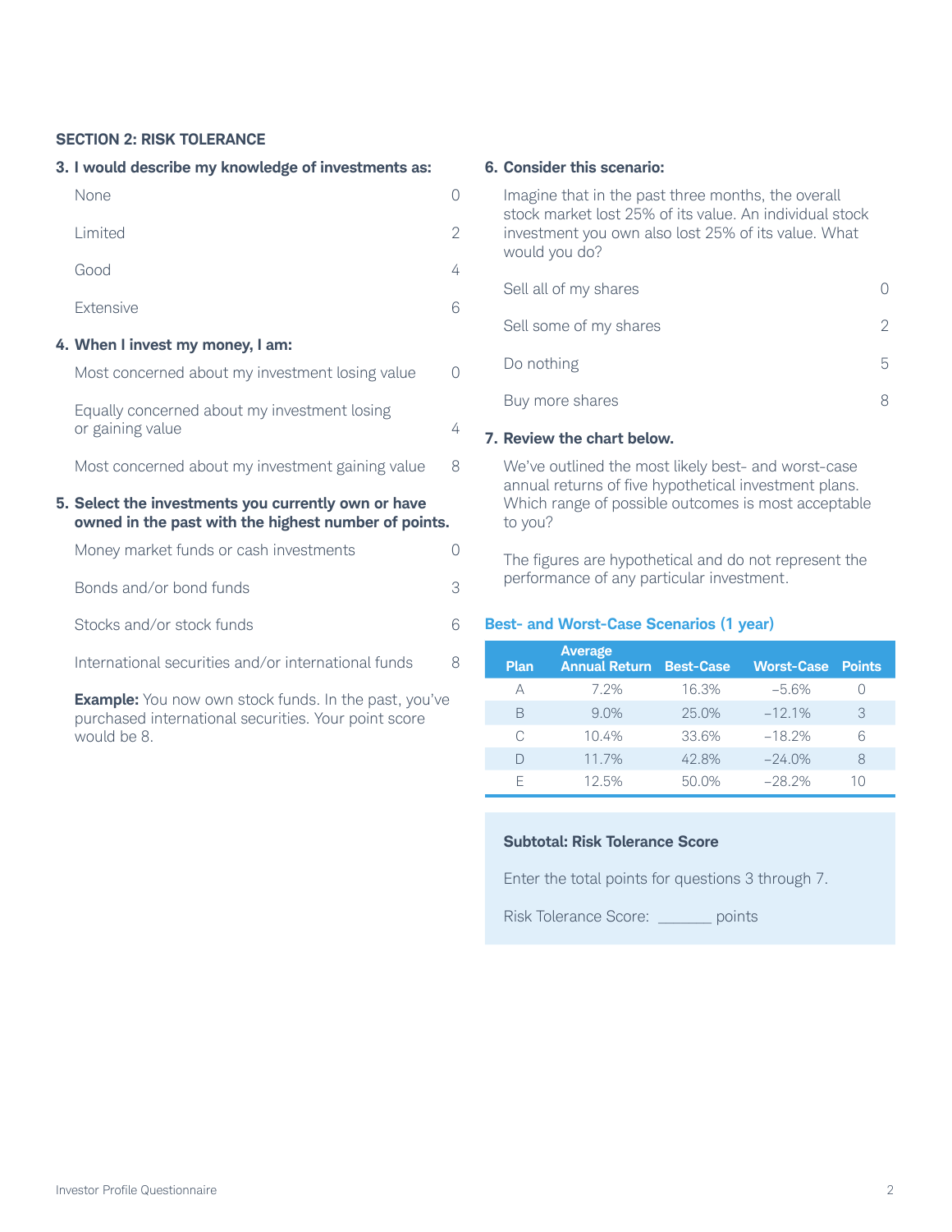## SECTION 2: RISK TOLERANCE

**3. I would describe my knowledge of investments as:**

| | |
|---|---|
| None | 0 |
| Limited | 2 |
| Good | 4 |
| Extensive | 6 |

**4. When I invest my money, I am:**

| | |
|---|---|
| Most concerned about my investment losing value | 0 |
| Equally concerned about my investment losing or gaining value | 4 |
| Most concerned about my investment gaining value | 8 |

**5. Select the investments you currently own or have owned in the past with the highest number of points.**

| | |
|---|---|
| Money market funds or cash investments | 0 |
| Bonds and/or bond funds | 3 |
| Stocks and/or stock funds | 6 |
| International securities and/or international funds | 8 |

**Example:** You now own stock funds. In the past, you've purchased international securities. Your point score would be 8.

**6. Consider this scenario:**

Imagine that in the past three months, the overall stock market lost 25% of its value. An individual stock investment you own also lost 25% of its value. What would you do?

| | |
|---|---|
| Sell all of my shares | 0 |
| Sell some of my shares | 2 |
| Do nothing | 5 |
| Buy more shares | 8 |

**7. Review the chart below.**

We've outlined the most likely best- and worst-case annual returns of five hypothetical investment plans. Which range of possible outcomes is most acceptable to you?

The figures are hypothetical and do not represent the performance of any particular investment.

### Best- and Worst-Case Scenarios (1 year)

| Plan | Average Annual Return | Best-Case | Worst-Case | Points |
|---|---|---|---|---|
| A | 7.2% | 16.3% | −5.6% | 0 |
| B | 9.0% | 25.0% | −12.1% | 3 |
| C | 10.4% | 33.6% | −18.2% | 6 |
| D | 11.7% | 42.8% | −24.0% | 8 |
| E | 12.5% | 50.0% | −28.2% | 10 |

**Subtotal: Risk Tolerance Score**

Enter the total points for questions 3 through 7.

Risk Tolerance Score: _______ points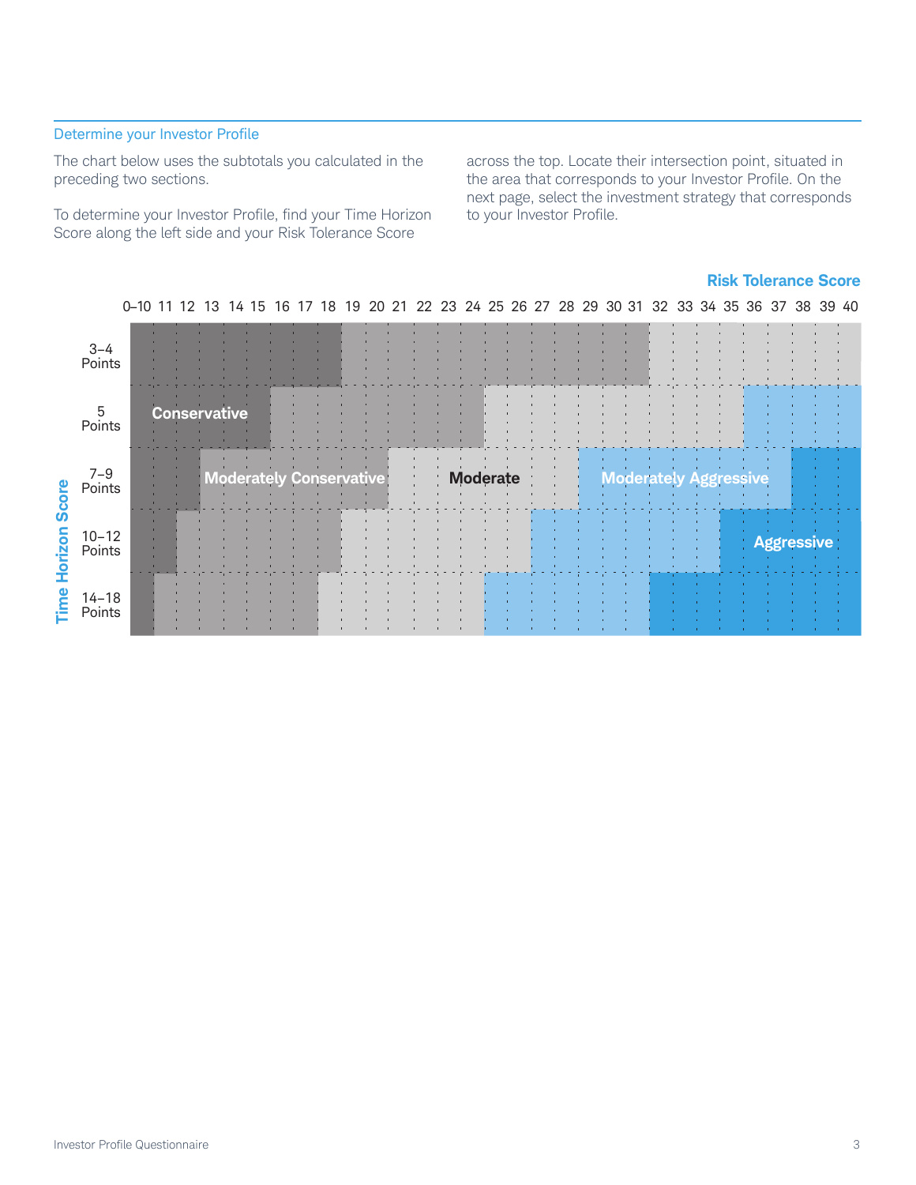## Determine your Investor Profile

The chart below uses the subtotals you calculated in the preceding two sections.

To determine your Investor Profile, find your Time Horizon Score along the left side and your Risk Tolerance Score across the top. Locate their intersection point, situated in the area that corresponds to your Investor Profile. On the next page, select the investment strategy that corresponds to your Investor Profile.

**Risk Tolerance Score** (across the top) by **Time Horizon Score** (along the left side):

| Time Horizon Score | Conservative | Moderately Conservative | Moderate | Moderately Aggressive | Aggressive |
|---|---|---|---|---|---|
| 3–4 Points | 0–18 | 19–31 | 32–40 | | |
| 5 Points | 0–15 | 16–24 | 25–35 | 36–40 | |
| 7–9 Points | 0–12 | 13–20 | 21–28 | 29–37 | 38–40 |
| 10–12 Points | 0–11 | 12–18 | 19–26 | 27–34 | 35–40 |
| 14–18 Points | 0–10 | 11–17 | 18–24 | 25–31 | 32–40 |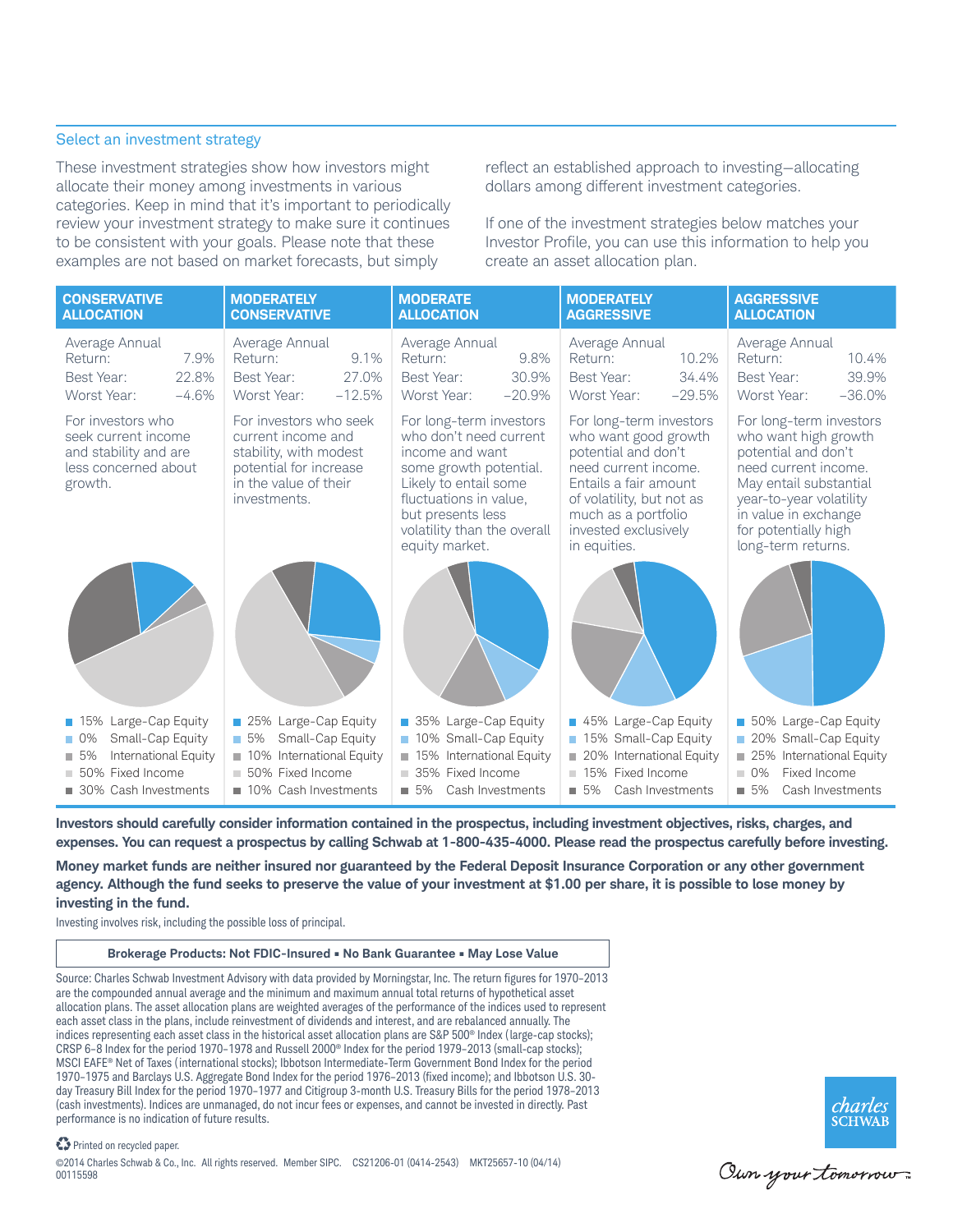## Select an investment strategy

These investment strategies show how investors might allocate their money among investments in various categories. Keep in mind that it's important to periodically review your investment strategy to make sure it continues to be consistent with your goals. Please note that these examples are not based on market forecasts, but simply reflect an established approach to investing—allocating dollars among different investment categories.

If one of the investment strategies below matches your Investor Profile, you can use this information to help you create an asset allocation plan.

| CONSERVATIVE ALLOCATION | MODERATELY CONSERVATIVE | MODERATE ALLOCATION | MODERATELY AGGRESSIVE | AGGRESSIVE ALLOCATION |
|---|---|---|---|---|
| Average Annual Return: 7.9% | Average Annual Return: 9.1% | Average Annual Return: 9.8% | Average Annual Return: 10.2% | Average Annual Return: 10.4% |
| Best Year: 22.8% | Best Year: 27.0% | Best Year: 30.9% | Best Year: 34.4% | Best Year: 39.9% |
| Worst Year: −4.6% | Worst Year: −12.5% | Worst Year: −20.9% | Worst Year: −29.5% | Worst Year: −36.0% |
| For investors who seek current income and stability and are less concerned about growth. | For investors who seek current income and stability, with modest potential for increase in the value of their investments. | For long-term investors who don't need current income and want some growth potential. Likely to entail some fluctuations in value, but presents less volatility than the overall equity market. | For long-term investors who want good growth potential and don't need current income. Entails a fair amount of volatility, but not as much as a portfolio invested exclusively in equities. | For long-term investors who want high growth potential and don't need current income. May entail substantial year-to-year volatility in value in exchange for potentially high long-term returns. |
| 15% Large-Cap Equity | 25% Large-Cap Equity | 35% Large-Cap Equity | 45% Large-Cap Equity | 50% Large-Cap Equity |
| 0% Small-Cap Equity | 5% Small-Cap Equity | 10% Small-Cap Equity | 15% Small-Cap Equity | 20% Small-Cap Equity |
| 5% International Equity | 10% International Equity | 15% International Equity | 20% International Equity | 25% International Equity |
| 50% Fixed Income | 50% Fixed Income | 35% Fixed Income | 15% Fixed Income | 0% Fixed Income |
| 30% Cash Investments | 10% Cash Investments | 5% Cash Investments | 5% Cash Investments | 5% Cash Investments |

**Investors should carefully consider information contained in the prospectus, including investment objectives, risks, charges, and expenses. You can request a prospectus by calling Schwab at 1-800-435-4000. Please read the prospectus carefully before investing.**

**Money market funds are neither insured nor guaranteed by the Federal Deposit Insurance Corporation or any other government agency. Although the fund seeks to preserve the value of your investment at $1.00 per share, it is possible to lose money by investing in the fund.**

Investing involves risk, including the possible loss of principal.

**Brokerage Products: Not FDIC-Insured ▪ No Bank Guarantee ▪ May Lose Value**

Source: Charles Schwab Investment Advisory with data provided by Morningstar, Inc. The return figures for 1970–2013 are the compounded annual average and the minimum and maximum annual total returns of hypothetical asset allocation plans. The asset allocation plans are weighted averages of the performance of the indices used to represent each asset class in the plans, include reinvestment of dividends and interest, and are rebalanced annually. The indices representing each asset class in the historical asset allocation plans are S&P 500® Index (large-cap stocks); CRSP 6–8 Index for the period 1970–1978 and Russell 2000® Index for the period 1979–2013 (small-cap stocks); MSCI EAFE® Net of Taxes (international stocks); Ibbotson Intermediate-Term Government Bond Index for the period 1970–1975 and Barclays U.S. Aggregate Bond Index for the period 1976–2013 (fixed income); and Ibbotson U.S. 30-day Treasury Bill Index for the period 1970–1977 and Citigroup 3-month U.S. Treasury Bills for the period 1978–2013 (cash investments). Indices are unmanaged, do not incur fees or expenses, and cannot be invested in directly. Past performance is no indication of future results.

Printed on recycled paper.

©2014 Charles Schwab & Co., Inc. All rights reserved. Member SIPC. CS21206-01 (0414-2543) MKT25657-10 (04/14) 00115598

charles SCHWAB

Own your tomorrow.